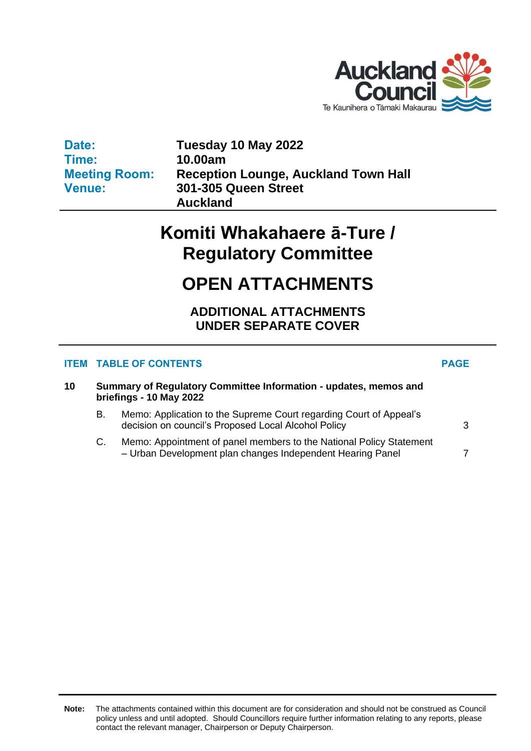Auckland Council
Te Kaunihera o Tāmaki Makaurau

| | |
|---|---|
| **Date:** | **Tuesday 10 May 2022** |
| **Time:** | **10.00am** |
| **Meeting Room:** | **Reception Lounge, Auckland Town Hall** |
| **Venue:** | **301-305 Queen Street**<br>**Auckland** |

# Komiti Whakahaere ā-Ture / Regulatory Committee

# OPEN ATTACHMENTS

## ADDITIONAL ATTACHMENTS UNDER SEPARATE COVER

| ITEM | TABLE OF CONTENTS | | PAGE |
|---|---|---|---|
| **10** | **Summary of Regulatory Committee Information - updates, memos and briefings - 10 May 2022** | | |
| | B. | Memo: Application to the Supreme Court regarding Court of Appeal's decision on council's Proposed Local Alcohol Policy | 3 |
| | C. | Memo: Appointment of panel members to the National Policy Statement – Urban Development plan changes Independent Hearing Panel | 7 |

**Note:** The attachments contained within this document are for consideration and should not be construed as Council policy unless and until adopted. Should Councillors require further information relating to any reports, please contact the relevant manager, Chairperson or Deputy Chairperson.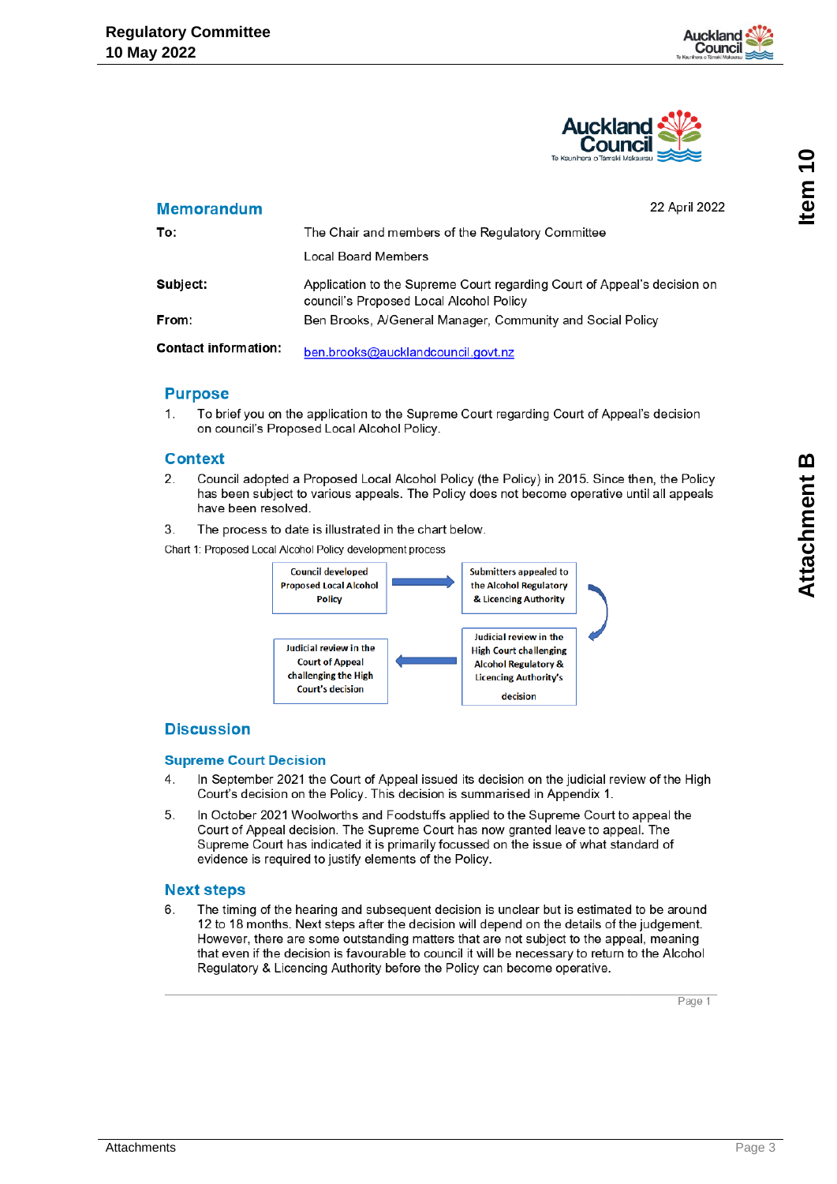# Memorandum

22 April 2022

**To:** The Chair and members of the Regulatory Committee

Local Board Members

**Subject:** Application to the Supreme Court regarding Court of Appeal's decision on council's Proposed Local Alcohol Policy

**From:** Ben Brooks, A/General Manager, Community and Social Policy

**Contact information:** ben.brooks@aucklandcouncil.govt.nz

## Purpose

1. To brief you on the application to the Supreme Court regarding Court of Appeal's decision on council's Proposed Local Alcohol Policy.

## Context

2. Council adopted a Proposed Local Alcohol Policy (the Policy) in 2015. Since then, the Policy has been subject to various appeals. The Policy does not become operative until all appeals have been resolved.

3. The process to date is illustrated in the chart below.

Chart 1: Proposed Local Alcohol Policy development process

Council developed Proposed Local Alcohol Policy → Submitters appealed to the Alcohol Regulatory & Licencing Authority → Judicial review in the High Court challenging Alcohol Regulatory & Licencing Authority's decision → Judicial review in the Court of Appeal challenging the High Court's decision

## Discussion

### Supreme Court Decision

4. In September 2021 the Court of Appeal issued its decision on the judicial review of the High Court's decision on the Policy. This decision is summarised in Appendix 1.

5. In October 2021 Woolworths and Foodstuffs applied to the Supreme Court to appeal the Court of Appeal decision. The Supreme Court has now granted leave to appeal. The Supreme Court has indicated it is primarily focussed on the issue of what standard of evidence is required to justify elements of the Policy.

## Next steps

6. The timing of the hearing and subsequent decision is unclear but is estimated to be around 12 to 18 months. Next steps after the decision will depend on the details of the judgement. However, there are some outstanding matters that are not subject to the appeal, meaning that even if the decision is favourable to council it will be necessary to return to the Alcohol Regulatory & Licencing Authority before the Policy can become operative.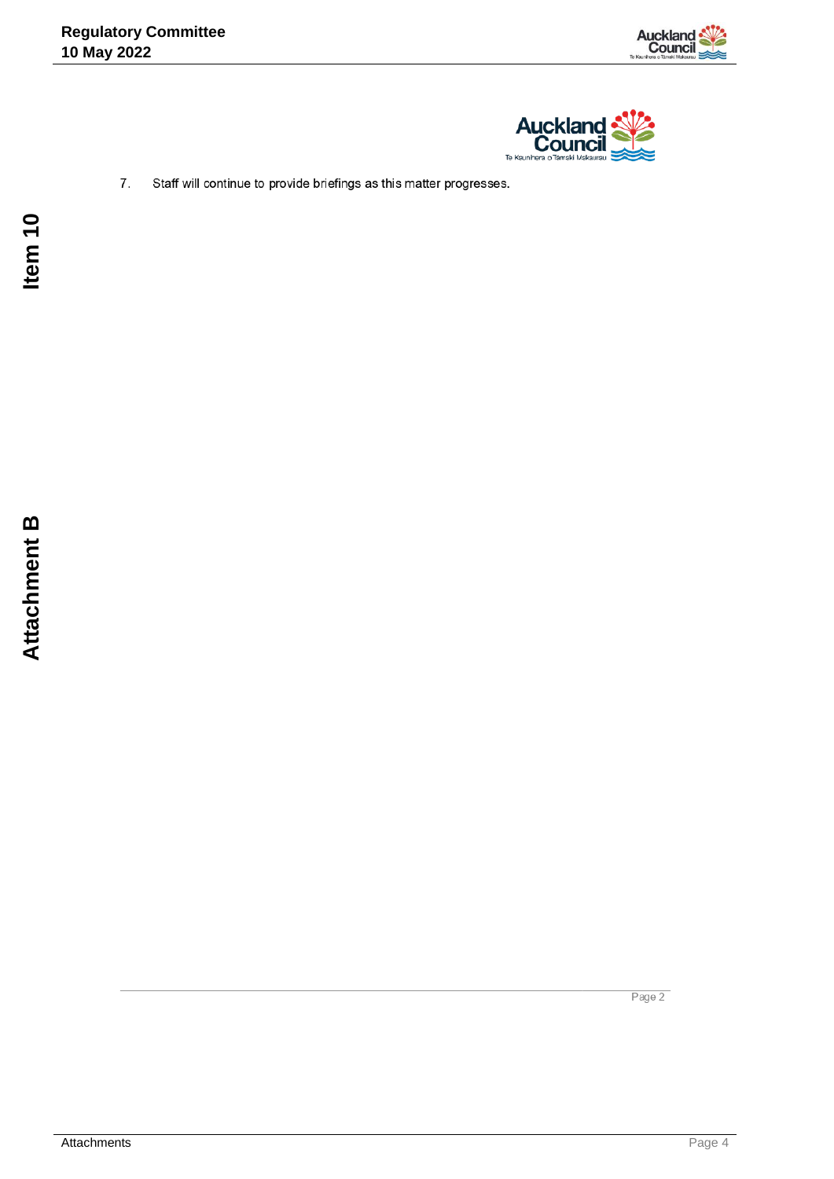7. Staff will continue to provide briefings as this matter progresses.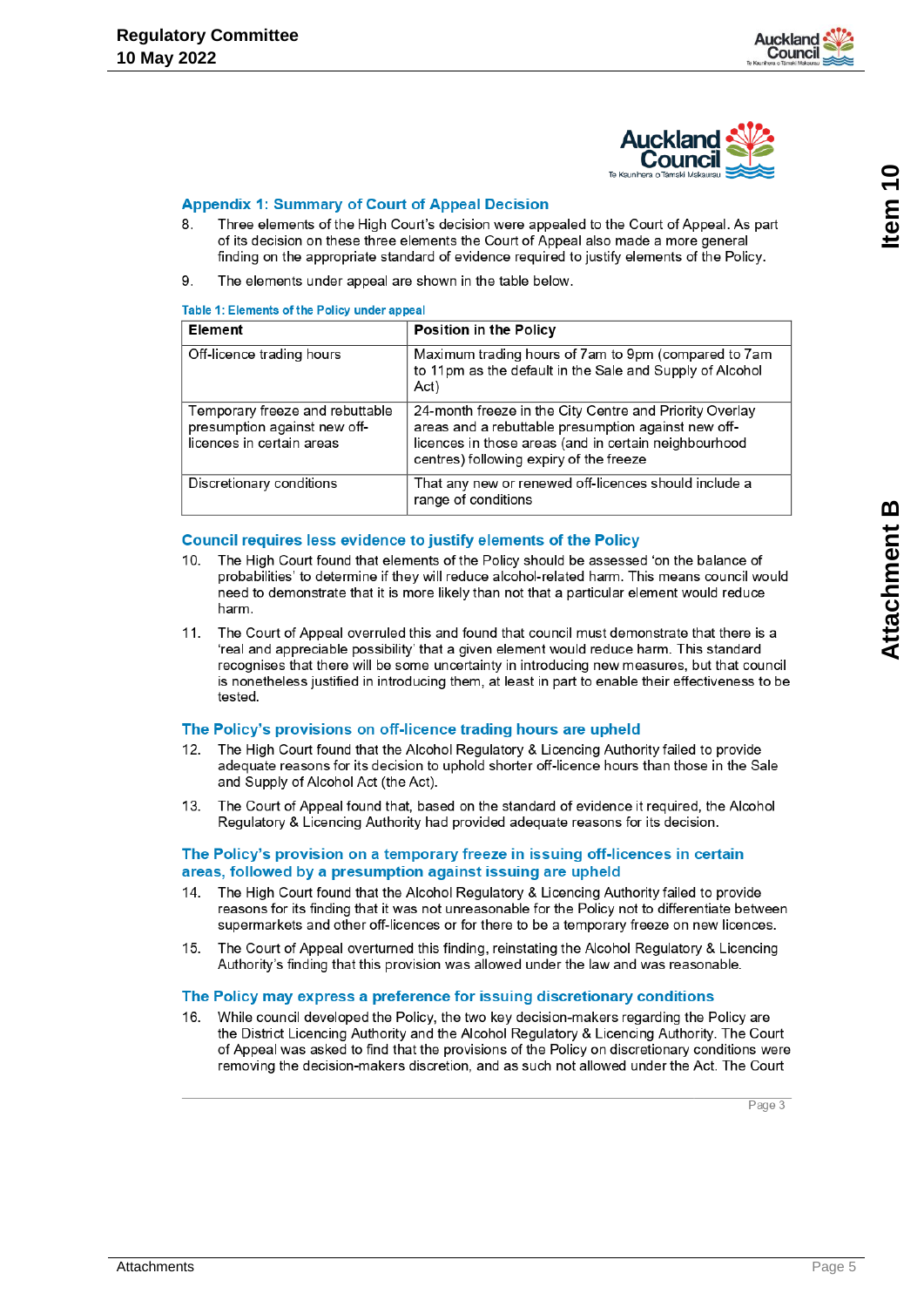## Appendix 1: Summary of Court of Appeal Decision

8. Three elements of the High Court's decision were appealed to the Court of Appeal. As part of its decision on these three elements the Court of Appeal also made a more general finding on the appropriate standard of evidence required to justify elements of the Policy.

9. The elements under appeal are shown in the table below.

**Table 1: Elements of the Policy under appeal**

| Element | Position in the Policy |
|---|---|
| Off-licence trading hours | Maximum trading hours of 7am to 9pm (compared to 7am to 11pm as the default in the Sale and Supply of Alcohol Act) |
| Temporary freeze and rebuttable presumption against new off-licences in certain areas | 24-month freeze in the City Centre and Priority Overlay areas and a rebuttable presumption against new off-licences in those areas (and in certain neighbourhood centres) following expiry of the freeze |
| Discretionary conditions | That any new or renewed off-licences should include a range of conditions |

### Council requires less evidence to justify elements of the Policy

10. The High Court found that elements of the Policy should be assessed 'on the balance of probabilities' to determine if they will reduce alcohol-related harm. This means council would need to demonstrate that it is more likely than not that a particular element would reduce harm.

11. The Court of Appeal overruled this and found that council must demonstrate that there is a 'real and appreciable possibility' that a given element would reduce harm. This standard recognises that there will be some uncertainty in introducing new measures, but that council is nonetheless justified in introducing them, at least in part to enable their effectiveness to be tested.

### The Policy's provisions on off-licence trading hours are upheld

12. The High Court found that the Alcohol Regulatory & Licencing Authority failed to provide adequate reasons for its decision to uphold shorter off-licence hours than those in the Sale and Supply of Alcohol Act (the Act).

13. The Court of Appeal found that, based on the standard of evidence it required, the Alcohol Regulatory & Licencing Authority had provided adequate reasons for its decision.

### The Policy's provision on a temporary freeze in issuing off-licences in certain areas, followed by a presumption against issuing are upheld

14. The High Court found that the Alcohol Regulatory & Licencing Authority failed to provide reasons for its finding that it was not unreasonable for the Policy not to differentiate between supermarkets and other off-licences or for there to be a temporary freeze on new licences.

15. The Court of Appeal overturned this finding, reinstating the Alcohol Regulatory & Licencing Authority's finding that this provision was allowed under the law and was reasonable.

### The Policy may express a preference for issuing discretionary conditions

16. While council developed the Policy, the two key decision-makers regarding the Policy are the District Licencing Authority and the Alcohol Regulatory & Licencing Authority. The Court of Appeal was asked to find that the provisions of the Policy on discretionary conditions were removing the decision-makers discretion, and as such not allowed under the Act. The Court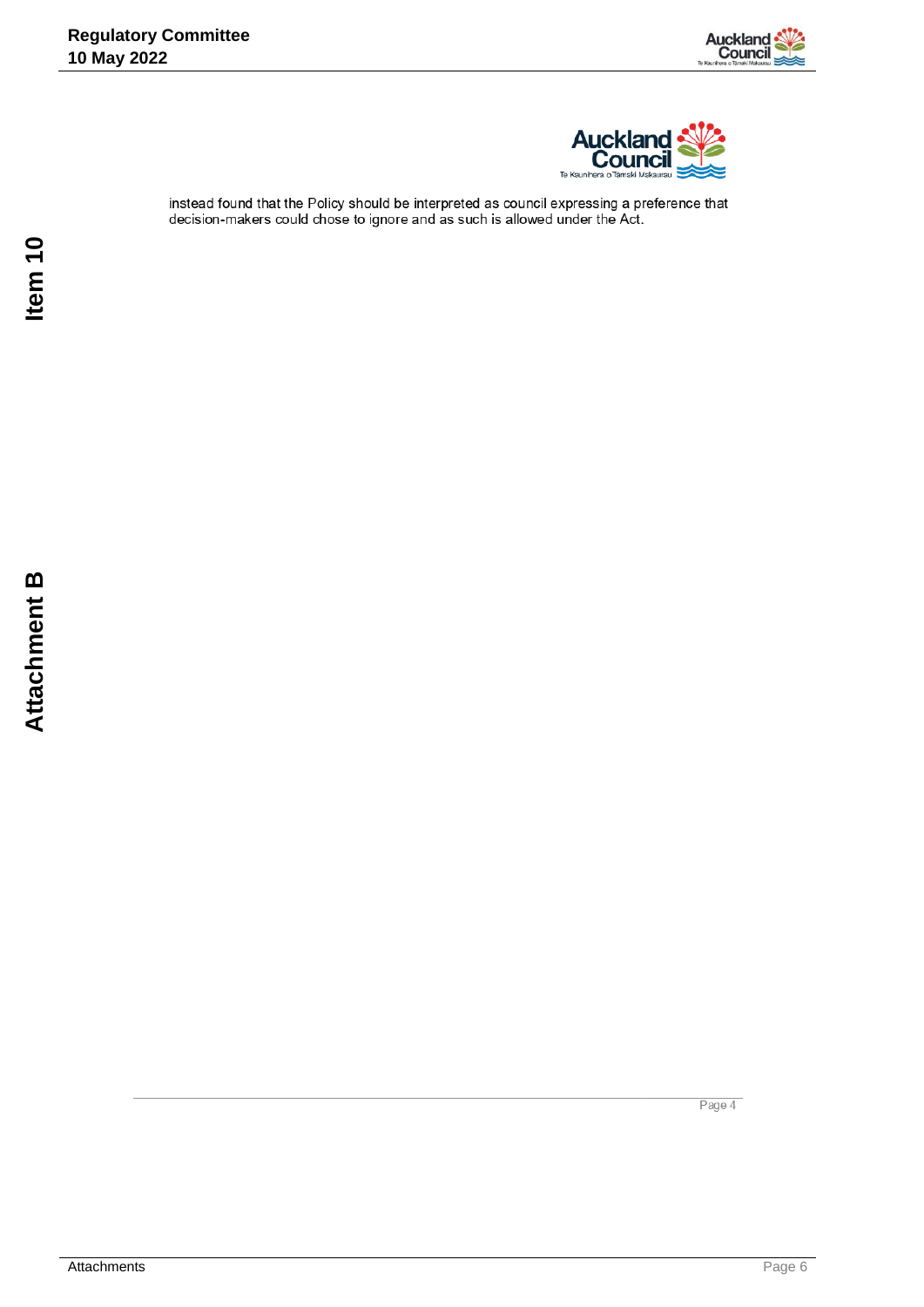instead found that the Policy should be interpreted as council expressing a preference that decision-makers could chose to ignore and as such is allowed under the Act.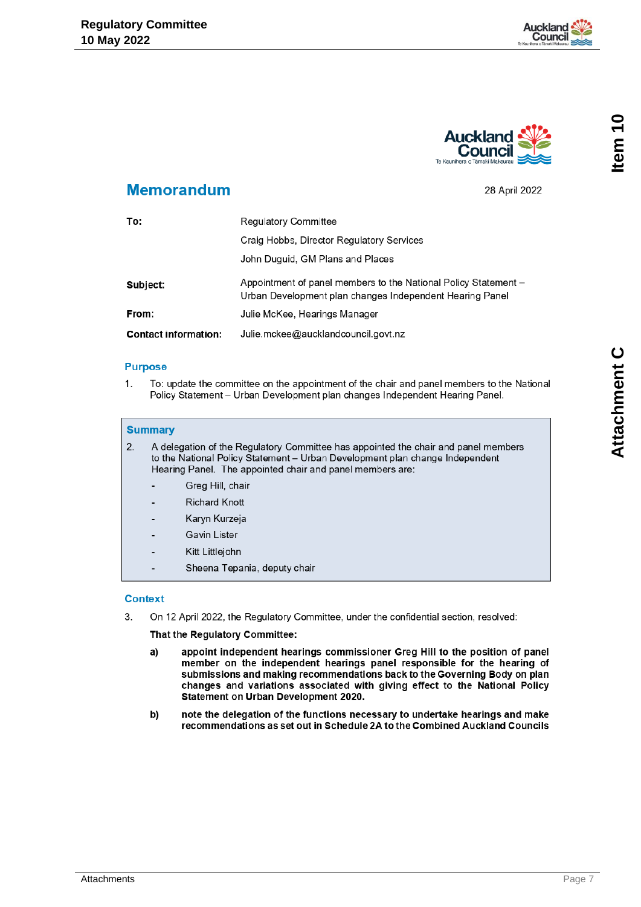# Memorandum

28 April 2022

| | |
|---|---|
| **To:** | Regulatory Committee |
| | Craig Hobbs, Director Regulatory Services |
| | John Duguid, GM Plans and Places |
| **Subject:** | Appointment of panel members to the National Policy Statement – Urban Development plan changes Independent Hearing Panel |
| **From:** | Julie McKee, Hearings Manager |
| **Contact information:** | Julie.mckee@aucklandcouncil.govt.nz |

## Purpose

1. To: update the committee on the appointment of the chair and panel members to the National Policy Statement – Urban Development plan changes Independent Hearing Panel.

## Summary

2. A delegation of the Regulatory Committee has appointed the chair and panel members to the National Policy Statement – Urban Development plan change Independent Hearing Panel. The appointed chair and panel members are:
   - Greg Hill, chair
   - Richard Knott
   - Karyn Kurzeja
   - Gavin Lister
   - Kitt Littlejohn
   - Sheena Tepania, deputy chair

## Context

3. On 12 April 2022, the Regulatory Committee, under the confidential section, resolved:

   **That the Regulatory Committee:**

   **a) appoint independent hearings commissioner Greg Hill to the position of panel member on the independent hearings panel responsible for the hearing of submissions and making recommendations back to the Governing Body on plan changes and variations associated with giving effect to the National Policy Statement on Urban Development 2020.**

   **b) note the delegation of the functions necessary to undertake hearings and make recommendations as set out in Schedule 2A to the Combined Auckland Councils**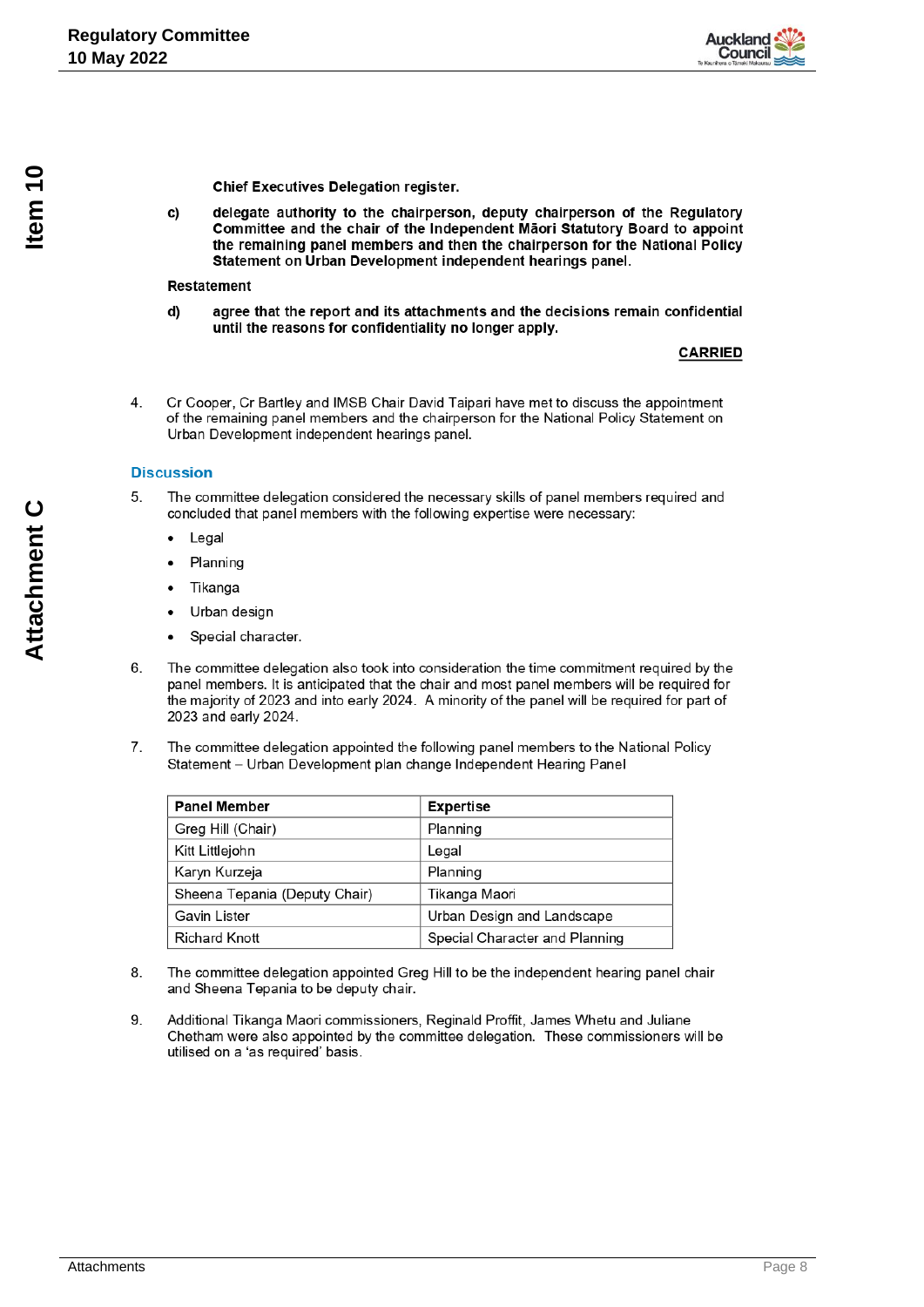**Chief Executives Delegation register.**

**c)** **delegate authority to the chairperson, deputy chairperson of the Regulatory Committee and the chair of the Independent Māori Statutory Board to appoint the remaining panel members and then the chairperson for the National Policy Statement on Urban Development independent hearings panel.**

**Restatement**

**d)** **agree that the report and its attachments and the decisions remain confidential until the reasons for confidentiality no longer apply.**

**CARRIED**

4. Cr Cooper, Cr Bartley and IMSB Chair David Taipari have met to discuss the appointment of the remaining panel members and the chairperson for the National Policy Statement on Urban Development independent hearings panel.

## Discussion

5. The committee delegation considered the necessary skills of panel members required and concluded that panel members with the following expertise were necessary:
   - Legal
   - Planning
   - Tikanga
   - Urban design
   - Special character.

6. The committee delegation also took into consideration the time commitment required by the panel members. It is anticipated that the chair and most panel members will be required for the majority of 2023 and into early 2024. A minority of the panel will be required for part of 2023 and early 2024.

7. The committee delegation appointed the following panel members to the National Policy Statement – Urban Development plan change Independent Hearing Panel

| Panel Member | Expertise |
|---|---|
| Greg Hill (Chair) | Planning |
| Kitt Littlejohn | Legal |
| Karyn Kurzeja | Planning |
| Sheena Tepania (Deputy Chair) | Tikanga Maori |
| Gavin Lister | Urban Design and Landscape |
| Richard Knott | Special Character and Planning |

8. The committee delegation appointed Greg Hill to be the independent hearing panel chair and Sheena Tepania to be deputy chair.

9. Additional Tikanga Maori commissioners, Reginald Proffit, James Whetu and Juliane Chetham were also appointed by the committee delegation. These commissioners will be utilised on a 'as required' basis.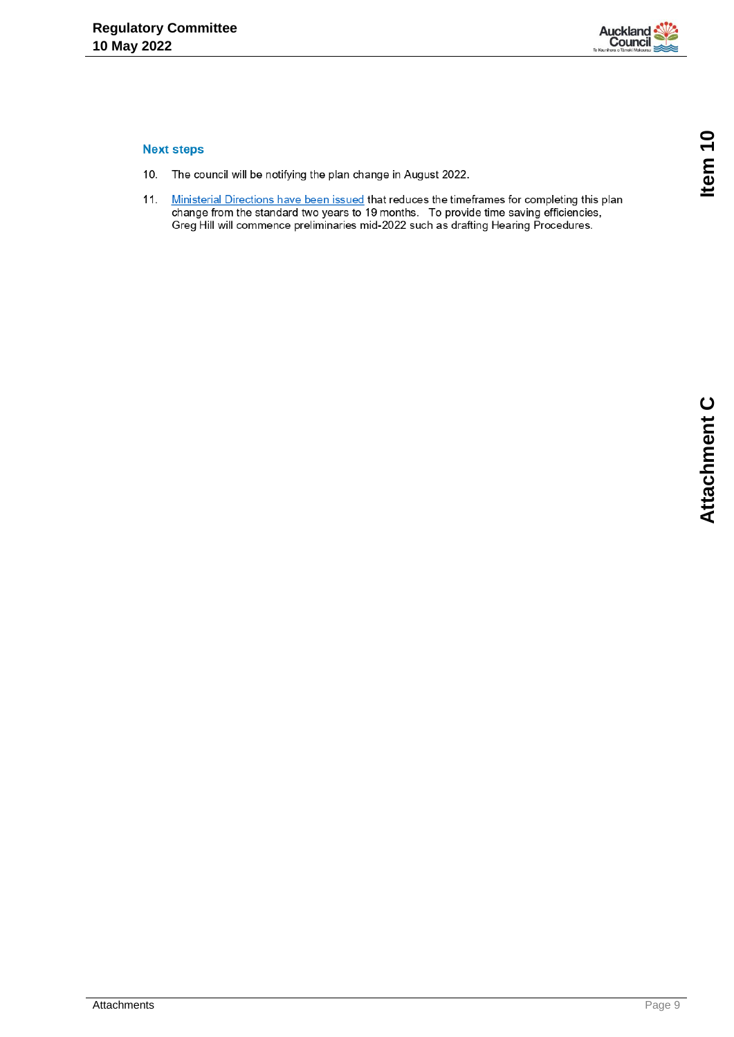### Next steps

10. The council will be notifying the plan change in August 2022.

11. Ministerial Directions have been issued that reduces the timeframes for completing this plan change from the standard two years to 19 months. To provide time saving efficiencies, Greg Hill will commence preliminaries mid-2022 such as drafting Hearing Procedures.